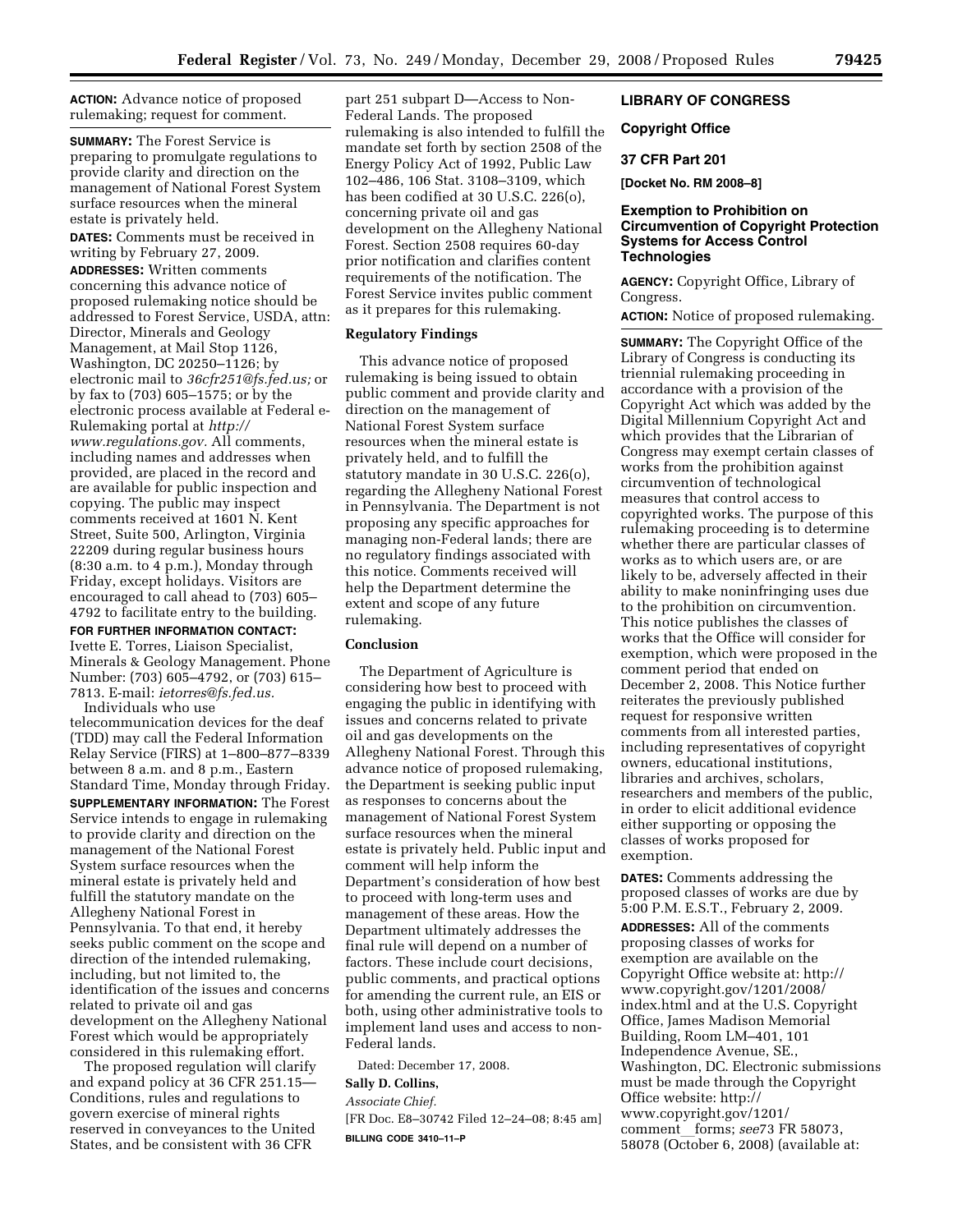**ACTION:** Advance notice of proposed rulemaking; request for comment.

**SUMMARY:** The Forest Service is preparing to promulgate regulations to provide clarity and direction on the management of National Forest System surface resources when the mineral estate is privately held.

**DATES:** Comments must be received in writing by February 27, 2009.

**ADDRESSES:** Written comments concerning this advance notice of proposed rulemaking notice should be addressed to Forest Service, USDA, attn: Director, Minerals and Geology Management, at Mail Stop 1126, Washington, DC 20250–1126; by electronic mail to *36cfr251@fs.fed.us;* or by fax to (703) 605–1575; or by the electronic process available at Federal e-Rulemaking portal at *http://www.regulations.gov.* All comments, including names and addresses when provided, are placed in the record and are available for public inspection and copying. The public may inspect comments received at 1601 N. Kent Street, Suite 500, Arlington, Virginia 22209 during regular business hours (8:30 a.m. to 4 p.m.), Monday through Friday, except holidays. Visitors are encouraged to call ahead to (703) 605–4792 to facilitate entry to the building.

**FOR FURTHER INFORMATION CONTACT:** Ivette E. Torres, Liaison Specialist, Minerals & Geology Management. Phone Number: (703) 605–4792, or (703) 615–7813. E-mail: *ietorres@fs.fed.us.*

Individuals who use telecommunication devices for the deaf (TDD) may call the Federal Information Relay Service (FIRS) at 1–800–877–8339 between 8 a.m. and 8 p.m., Eastern Standard Time, Monday through Friday.

**SUPPLEMENTARY INFORMATION:** The Forest Service intends to engage in rulemaking to provide clarity and direction on the management of the National Forest System surface resources when the mineral estate is privately held and fulfill the statutory mandate on the Allegheny National Forest in Pennsylvania. To that end, it hereby seeks public comment on the scope and direction of the intended rulemaking, including, but not limited to, the identification of the issues and concerns related to private oil and gas development on the Allegheny National Forest which would be appropriately considered in this rulemaking effort.

The proposed regulation will clarify and expand policy at 36 CFR 251.15—Conditions, rules and regulations to govern exercise of mineral rights reserved in conveyances to the United States, and be consistent with 36 CFR part 251 subpart D—Access to Non-Federal Lands. The proposed rulemaking is also intended to fulfill the mandate set forth by section 2508 of the Energy Policy Act of 1992, Public Law 102–486, 106 Stat. 3108–3109, which has been codified at 30 U.S.C. 226(o), concerning private oil and gas development on the Allegheny National Forest. Section 2508 requires 60-day prior notification and clarifies content requirements of the notification. The Forest Service invites public comment as it prepares for this rulemaking.

## Regulatory Findings

This advance notice of proposed rulemaking is being issued to obtain public comment and provide clarity and direction on the management of National Forest System surface resources when the mineral estate is privately held, and to fulfill the statutory mandate in 30 U.S.C. 226(o), regarding the Allegheny National Forest in Pennsylvania. The Department is not proposing any specific approaches for managing non-Federal lands; there are no regulatory findings associated with this notice. Comments received will help the Department determine the extent and scope of any future rulemaking.

## Conclusion

The Department of Agriculture is considering how best to proceed with engaging the public in identifying with issues and concerns related to private oil and gas developments on the Allegheny National Forest. Through this advance notice of proposed rulemaking, the Department is seeking public input as responses to concerns about the management of National Forest System surface resources when the mineral estate is privately held. Public input and comment will help inform the Department's consideration of how best to proceed with long-term uses and management of these areas. How the Department ultimately addresses the final rule will depend on a number of factors. These include court decisions, public comments, and practical options for amending the current rule, an EIS or both, using other administrative tools to implement land uses and access to non-Federal lands.

Dated: December 17, 2008.

**Sally D. Collins,**

*Associate Chief.*

[FR Doc. E8–30742 Filed 12–24–08; 8:45 am]

**BILLING CODE 3410–11–P**

# LIBRARY OF CONGRESS

## Copyright Office

## 37 CFR Part 201

**[Docket No. RM 2008–8]**

## Exemption to Prohibition on Circumvention of Copyright Protection Systems for Access Control Technologies

**AGENCY:** Copyright Office, Library of Congress.

**ACTION:** Notice of proposed rulemaking.

**SUMMARY:** The Copyright Office of the Library of Congress is conducting its triennial rulemaking proceeding in accordance with a provision of the Copyright Act which was added by the Digital Millennium Copyright Act and which provides that the Librarian of Congress may exempt certain classes of works from the prohibition against circumvention of technological measures that control access to copyrighted works. The purpose of this rulemaking proceeding is to determine whether there are particular classes of works as to which users are, or are likely to be, adversely affected in their ability to make noninfringing uses due to the prohibition on circumvention. This notice publishes the classes of works that the Office will consider for exemption, which were proposed in the comment period that ended on December 2, 2008. This Notice further reiterates the previously published request for responsive written comments from all interested parties, including representatives of copyright owners, educational institutions, libraries and archives, scholars, researchers and members of the public, in order to elicit additional evidence either supporting or opposing the classes of works proposed for exemption.

**DATES:** Comments addressing the proposed classes of works are due by 5:00 P.M. E.S.T., February 2, 2009.

**ADDRESSES:** All of the comments proposing classes of works for exemption are available on the Copyright Office website at: http://www.copyright.gov/1201/2008/index.html and at the U.S. Copyright Office, James Madison Memorial Building, Room LM–401, 101 Independence Avenue, SE., Washington, DC. Electronic submissions must be made through the Copyright Office website: http://www.copyright.gov/1201/comment_forms; *see*73 FR 58073, 58078 (October 6, 2008) (available at: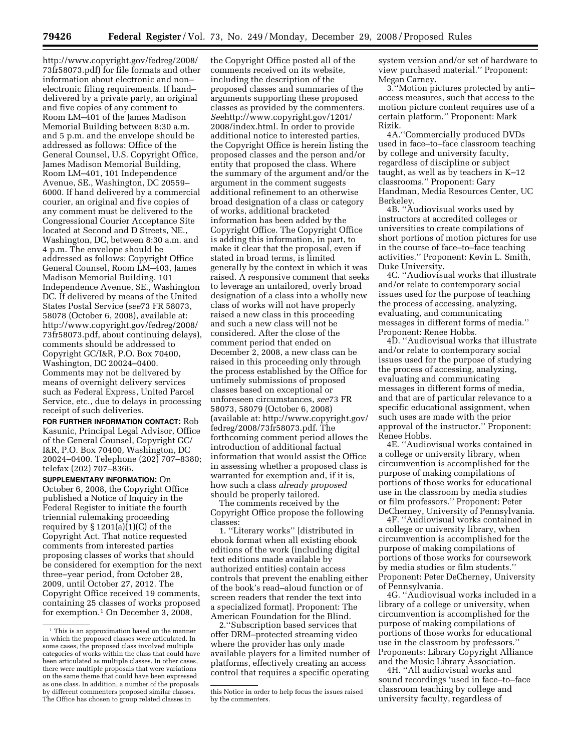http://www.copyright.gov/fedreg/2008/73fr58073.pdf) for file formats and other information about electronic and non–electronic filing requirements. If hand–delivered by a private party, an original and five copies of any comment to Room LM–401 of the James Madison Memorial Building between 8:30 a.m. and 5 p.m. and the envelope should be addressed as follows: Office of the General Counsel, U.S. Copyright Office, James Madison Memorial Building, Room LM–401, 101 Independence Avenue, SE., Washington, DC 20559–6000. If hand delivered by a commercial courier, an original and five copies of any comment must be delivered to the Congressional Courier Acceptance Site located at Second and D Streets, NE., Washington, DC, between 8:30 a.m. and 4 p.m. The envelope should be addressed as follows: Copyright Office General Counsel, Room LM–403, James Madison Memorial Building, 101 Independence Avenue, SE., Washington DC. If delivered by means of the United States Postal Service (*see*73 FR 58073, 58078 (October 6, 2008), available at: http://www.copyright.gov/fedreg/2008/73fr58073.pdf, about continuing delays), comments should be addressed to Copyright GC/I&R, P.O. Box 70400, Washington, DC 20024–0400. Comments may not be delivered by means of overnight delivery services such as Federal Express, United Parcel Service, etc., due to delays in processing receipt of such deliveries.

**FOR FURTHER INFORMATION CONTACT:** Rob Kasunic, Principal Legal Advisor, Office of the General Counsel, Copyright GC/I&R, P.O. Box 70400, Washington, DC 20024–0400. Telephone (202) 707–8380; telefax (202) 707–8366.

**SUPPLEMENTARY INFORMATION:** On October 6, 2008, the Copyright Office published a Notice of Inquiry in the Federal Register to initiate the fourth triennial rulemaking proceeding required by § 1201(a)(1)(C) of the Copyright Act. That notice requested comments from interested parties proposing classes of works that should be considered for exemption for the next three–year period, from October 28, 2009, until October 27, 2012. The Copyright Office received 19 comments, containing 25 classes of works proposed for exemption.[1] On December 3, 2008, the Copyright Office posted all of the comments received on its website, including the description of the proposed classes and summaries of the arguments supporting these proposed classes as provided by the commenters. *See*http://www.copyright.gov/1201/2008/index.html. In order to provide additional notice to interested parties, the Copyright Office is herein listing the proposed classes and the person and/or entity that proposed the class. Where the summary of the argument and/or the argument in the comment suggests additional refinement to an otherwise broad designation of a class or category of works, additional bracketed information has been added by the Copyright Office. The Copyright Office is adding this information, in part, to make it clear that the proposal, even if stated in broad terms, is limited generally by the context in which it was raised. A responsive comment that seeks to leverage an untailored, overly broad designation of a class into a wholly new class of works will not have properly raised a new class in this proceeding and such a new class will not be considered. After the close of the comment period that ended on December 2, 2008, a new class can be raised in this proceeding only through the process established by the Office for untimely submissions of proposed classes based on exceptional or unforeseen circumstances, *see*73 FR 58073, 58079 (October 6, 2008) (available at: http://www.copyright.gov/fedreg/2008/73fr58073.pdf. The forthcoming comment period allows the introduction of additional factual information that would assist the Office in assessing whether a proposed class is warranted for exemption and, if it is, how such a class *already proposed* should be properly tailored.

The comments received by the Copyright Office propose the following classes:

1. ''Literary works'' [distributed in ebook format when all existing ebook editions of the work (including digital text editions made available by authorized entities) contain access controls that prevent the enabling either of the book's read–aloud function or of screen readers that render the text into a specialized format]. Proponent: The American Foundation for the Blind.

2.''Subscription based services that offer DRM–protected streaming video where the provider has only made available players for a limited number of platforms, effectively creating an access control that requires a specific operating system version and/or set of hardware to view purchased material.'' Proponent: Megan Carney.

3.''Motion pictures protected by anti–access measures, such that access to the motion picture content requires use of a certain platform.'' Proponent: Mark Rizik.

4A.''Commercially produced DVDs used in face–to–face classroom teaching by college and university faculty, regardless of discipline or subject taught, as well as by teachers in K–12 classrooms.'' Proponent: Gary Handman, Media Resources Center, UC Berkeley.

4B. ''Audiovisual works used by instructors at accredited colleges or universities to create compilations of short portions of motion pictures for use in the course of face–to–face teaching activities.'' Proponent: Kevin L. Smith, Duke University.

4C. ''Audiovisual works that illustrate and/or relate to contemporary social issues used for the purpose of teaching the process of accessing, analyzing, evaluating, and communicating messages in different forms of media.'' Proponent: Renee Hobbs.

4D. ''Audiovisual works that illustrate and/or relate to contemporary social issues used for the purpose of studying the process of accessing, analyzing, evaluating and communicating messages in different forms of media, and that are of particular relevance to a specific educational assignment, when such uses are made with the prior approval of the instructor.'' Proponent: Renee Hobbs.

4E. ''Audiovisual works contained in a college or university library, when circumvention is accomplished for the purpose of making compilations of portions of those works for educational use in the classroom by media studies or film professors.'' Proponent: Peter DeCherney, University of Pennsylvania.

4F. ''Audiovisual works contained in a college or university library, when circumvention is accomplished for the purpose of making compilations of portions of those works for coursework by media studies or film students.'' Proponent: Peter DeCherney, University of Pennsylvania.

4G. ''Audiovisual works included in a library of a college or university, when circumvention is accomplished for the purpose of making compilations of portions of those works for educational use in the classroom by professors.'' Proponents: Library Copyright Alliance and the Music Library Association.

4H. ''All audiovisual works and sound recordings 'used in face–to–face classroom teaching by college and university faculty, regardless of

[1] This is an approximation based on the manner in which the proposed classes were articulated. In some cases, the proposed class involved multiple categories of works within the class that could have been articulated as multiple classes. In other cases, there were multiple proposals that were variations on the same theme that could have been expressed as one class. In addition, a number of the proposals by different commenters proposed similar classes. The Office has chosen to group related classes in this Notice in order to help focus the issues raised by the commenters.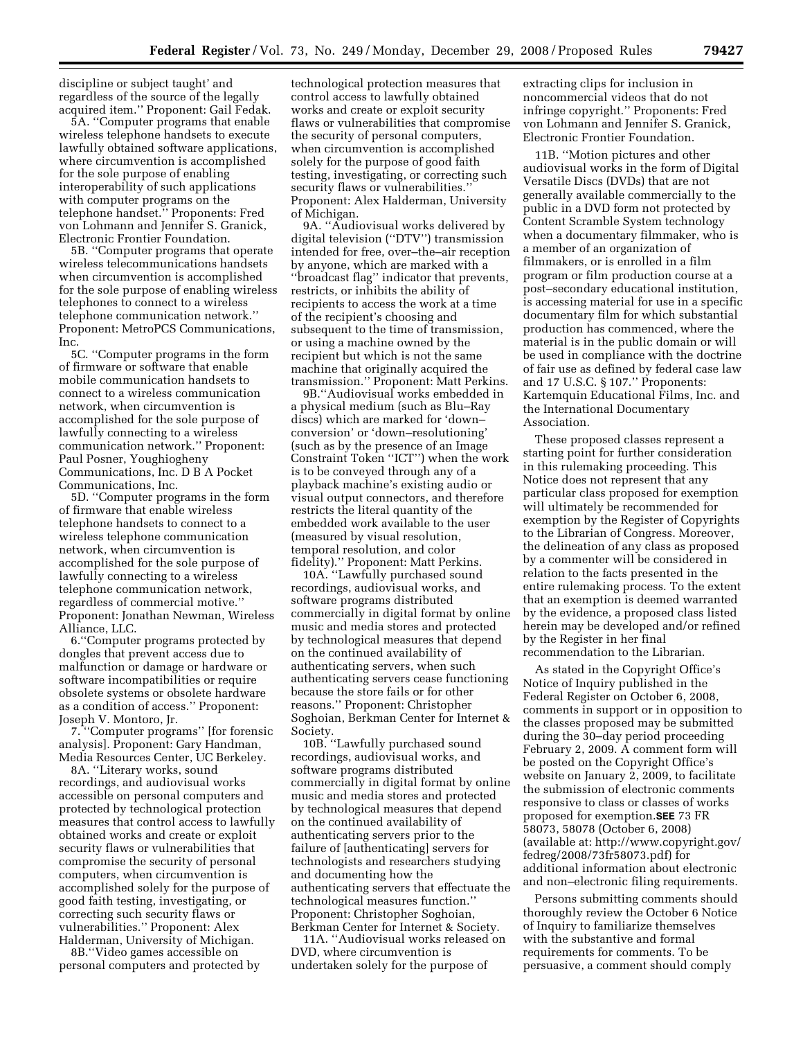discipline or subject taught' and regardless of the source of the legally acquired item.'' Proponent: Gail Fedak.

5A. ''Computer programs that enable wireless telephone handsets to execute lawfully obtained software applications, where circumvention is accomplished for the sole purpose of enabling interoperability of such applications with computer programs on the telephone handset.'' Proponents: Fred von Lohmann and Jennifer S. Granick, Electronic Frontier Foundation.

5B. ''Computer programs that operate wireless telecommunications handsets when circumvention is accomplished for the sole purpose of enabling wireless telephones to connect to a wireless telephone communication network.'' Proponent: MetroPCS Communications, Inc.

5C. ''Computer programs in the form of firmware or software that enable mobile communication handsets to connect to a wireless communication network, when circumvention is accomplished for the sole purpose of lawfully connecting to a wireless communication network.'' Proponent: Paul Posner, Youghiogheny Communications, Inc. D B A Pocket Communications, Inc.

5D. ''Computer programs in the form of firmware that enable wireless telephone handsets to connect to a wireless telephone communication network, when circumvention is accomplished for the sole purpose of lawfully connecting to a wireless telephone communication network, regardless of commercial motive.'' Proponent: Jonathan Newman, Wireless Alliance, LLC.

6.''Computer programs protected by dongles that prevent access due to malfunction or damage or hardware or software incompatibilities or require obsolete systems or obsolete hardware as a condition of access.'' Proponent: Joseph V. Montoro, Jr.

7. ''Computer programs'' [for forensic analysis]. Proponent: Gary Handman, Media Resources Center, UC Berkeley.

8A. ''Literary works, sound recordings, and audiovisual works accessible on personal computers and protected by technological protection measures that control access to lawfully obtained works and create or exploit security flaws or vulnerabilities that compromise the security of personal computers, when circumvention is accomplished solely for the purpose of good faith testing, investigating, or correcting such security flaws or vulnerabilities.'' Proponent: Alex Halderman, University of Michigan.

8B.''Video games accessible on personal computers and protected by technological protection measures that control access to lawfully obtained works and create or exploit security flaws or vulnerabilities that compromise the security of personal computers, when circumvention is accomplished solely for the purpose of good faith testing, investigating, or correcting such security flaws or vulnerabilities.'' Proponent: Alex Halderman, University of Michigan.

9A. ''Audiovisual works delivered by digital television (''DTV'') transmission intended for free, over–the–air reception by anyone, which are marked with a ''broadcast flag'' indicator that prevents, restricts, or inhibits the ability of recipients to access the work at a time of the recipient's choosing and subsequent to the time of transmission, or using a machine owned by the recipient but which is not the same machine that originally acquired the transmission.'' Proponent: Matt Perkins.

9B.''Audiovisual works embedded in a physical medium (such as Blu–Ray discs) which are marked for 'down–conversion' or 'down–resolutioning' (such as by the presence of an Image Constraint Token ''ICT'') when the work is to be conveyed through any of a playback machine's existing audio or visual output connectors, and therefore restricts the literal quantity of the embedded work available to the user (measured by visual resolution, temporal resolution, and color fidelity).'' Proponent: Matt Perkins.

10A. ''Lawfully purchased sound recordings, audiovisual works, and software programs distributed commercially in digital format by online music and media stores and protected by technological measures that depend on the continued availability of authenticating servers, when such authenticating servers cease functioning because the store fails or for other reasons.'' Proponent: Christopher Soghoian, Berkman Center for Internet & Society.

10B. ''Lawfully purchased sound recordings, audiovisual works, and software programs distributed commercially in digital format by online music and media stores and protected by technological measures that depend on the continued availability of authenticating servers prior to the failure of [authenticating] servers for technologists and researchers studying and documenting how the authenticating servers that effectuate the technological measures function.'' Proponent: Christopher Soghoian, Berkman Center for Internet & Society.

11A. ''Audiovisual works released on DVD, where circumvention is undertaken solely for the purpose of extracting clips for inclusion in noncommercial videos that do not infringe copyright.'' Proponents: Fred von Lohmann and Jennifer S. Granick, Electronic Frontier Foundation.

11B. ''Motion pictures and other audiovisual works in the form of Digital Versatile Discs (DVDs) that are not generally available commercially to the public in a DVD form not protected by Content Scramble System technology when a documentary filmmaker, who is a member of an organization of filmmakers, or is enrolled in a film program or film production course at a post–secondary educational institution, is accessing material for use in a specific documentary film for which substantial production has commenced, where the material is in the public domain or will be used in compliance with the doctrine of fair use as defined by federal case law and 17 U.S.C. § 107.'' Proponents: Kartemquin Educational Films, Inc. and the International Documentary Association.

These proposed classes represent a starting point for further consideration in this rulemaking proceeding. This Notice does not represent that any particular class proposed for exemption will ultimately be recommended for exemption by the Register of Copyrights to the Librarian of Congress. Moreover, the delineation of any class as proposed by a commenter will be considered in relation to the facts presented in the entire rulemaking process. To the extent that an exemption is deemed warranted by the evidence, a proposed class listed herein may be developed and/or refined by the Register in her final recommendation to the Librarian.

As stated in the Copyright Office's Notice of Inquiry published in the Federal Register on October 6, 2008, comments in support or in opposition to the classes proposed may be submitted during the 30–day period proceeding February 2, 2009. A comment form will be posted on the Copyright Office's website on January 2, 2009, to facilitate the submission of electronic comments responsive to class or classes of works proposed for exemption. **SEE** 73 FR 58073, 58078 (October 6, 2008) (available at: http://www.copyright.gov/fedreg/2008/73fr58073.pdf) for additional information about electronic and non–electronic filing requirements.

Persons submitting comments should thoroughly review the October 6 Notice of Inquiry to familiarize themselves with the substantive and formal requirements for comments. To be persuasive, a comment should comply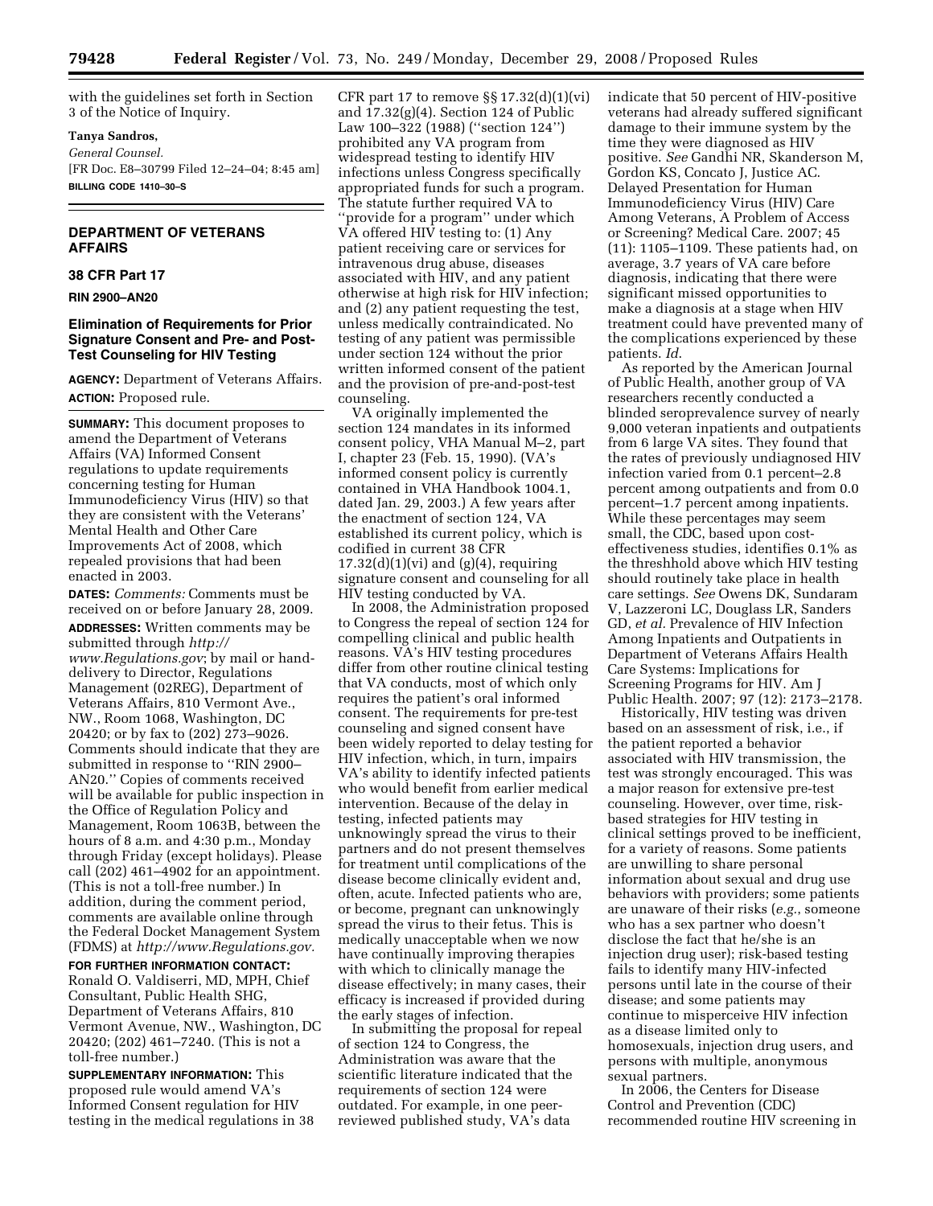with the guidelines set forth in Section 3 of the Notice of Inquiry.

**Tanya Sandros,**

*General Counsel.*

[FR Doc. E8–30799 Filed 12–24–04; 8:45 am]

**BILLING CODE 1410–30–S**

## DEPARTMENT OF VETERANS AFFAIRS

### 38 CFR Part 17

**RIN 2900–AN20**

### Elimination of Requirements for Prior Signature Consent and Pre- and Post-Test Counseling for HIV Testing

**AGENCY:** Department of Veterans Affairs.

**ACTION:** Proposed rule.

**SUMMARY:** This document proposes to amend the Department of Veterans Affairs (VA) Informed Consent regulations to update requirements concerning testing for Human Immunodeficiency Virus (HIV) so that they are consistent with the Veterans' Mental Health and Other Care Improvements Act of 2008, which repealed provisions that had been enacted in 2003.

**DATES:** *Comments:* Comments must be received on or before January 28, 2009.

**ADDRESSES:** Written comments may be submitted through *http://www.Regulations.gov*; by mail or hand-delivery to Director, Regulations Management (02REG), Department of Veterans Affairs, 810 Vermont Ave., NW., Room 1068, Washington, DC 20420; or by fax to (202) 273–9026. Comments should indicate that they are submitted in response to ''RIN 2900–AN20.'' Copies of comments received will be available for public inspection in the Office of Regulation Policy and Management, Room 1063B, between the hours of 8 a.m. and 4:30 p.m., Monday through Friday (except holidays). Please call (202) 461–4902 for an appointment. (This is not a toll-free number.) In addition, during the comment period, comments are available online through the Federal Docket Management System (FDMS) at *http://www.Regulations.gov.*

**FOR FURTHER INFORMATION CONTACT:** Ronald O. Valdiserri, MD, MPH, Chief Consultant, Public Health SHG, Department of Veterans Affairs, 810 Vermont Avenue, NW., Washington, DC 20420; (202) 461–7240. (This is not a toll-free number.)

**SUPPLEMENTARY INFORMATION:** This proposed rule would amend VA's Informed Consent regulation for HIV testing in the medical regulations in 38 CFR part 17 to remove §§ 17.32(d)(1)(vi) and 17.32(g)(4). Section 124 of Public Law 100–322 (1988) (''section 124'') prohibited any VA program from widespread testing to identify HIV infections unless Congress specifically appropriated funds for such a program. The statute further required VA to ''provide for a program'' under which VA offered HIV testing to: (1) Any patient receiving care or services for intravenous drug abuse, diseases associated with HIV, and any patient otherwise at high risk for HIV infection; and (2) any patient requesting the test, unless medically contraindicated. No testing of any patient was permissible under section 124 without the prior written informed consent of the patient and the provision of pre-and-post-test counseling.

VA originally implemented the section 124 mandates in its informed consent policy, VHA Manual M–2, part I, chapter 23 (Feb. 15, 1990). (VA's informed consent policy is currently contained in VHA Handbook 1004.1, dated Jan. 29, 2003.) A few years after the enactment of section 124, VA established its current policy, which is codified in current 38 CFR 17.32(d)(1)(vi) and (g)(4), requiring signature consent and counseling for all HIV testing conducted by VA.

In 2008, the Administration proposed to Congress the repeal of section 124 for compelling clinical and public health reasons. VA's HIV testing procedures differ from other routine clinical testing that VA conducts, most of which only requires the patient's oral informed consent. The requirements for pre-test counseling and signed consent have been widely reported to delay testing for HIV infection, which, in turn, impairs VA's ability to identify infected patients who would benefit from earlier medical intervention. Because of the delay in testing, infected patients may unknowingly spread the virus to their partners and do not present themselves for treatment until complications of the disease become clinically evident and, often, acute. Infected patients who are, or become, pregnant can unknowingly spread the virus to their fetus. This is medically unacceptable when we now have continually improving therapies with which to clinically manage the disease effectively; in many cases, their efficacy is increased if provided during the early stages of infection.

In submitting the proposal for repeal of section 124 to Congress, the Administration was aware that the scientific literature indicated that the requirements of section 124 were outdated. For example, in one peer-reviewed published study, VA's data indicate that 50 percent of HIV-positive veterans had already suffered significant damage to their immune system by the time they were diagnosed as HIV positive. *See* Gandhi NR, Skanderson M, Gordon KS, Concato J, Justice AC. Delayed Presentation for Human Immunodeficiency Virus (HIV) Care Among Veterans, A Problem of Access or Screening? Medical Care. 2007; 45 (11): 1105–1109. These patients had, on average, 3.7 years of VA care before diagnosis, indicating that there were significant missed opportunities to make a diagnosis at a stage when HIV treatment could have prevented many of the complications experienced by these patients. *Id.*

As reported by the American Journal of Public Health, another group of VA researchers recently conducted a blinded seroprevalence survey of nearly 9,000 veteran inpatients and outpatients from 6 large VA sites. They found that the rates of previously undiagnosed HIV infection varied from 0.1 percent–2.8 percent among outpatients and from 0.0 percent–1.7 percent among inpatients. While these percentages may seem small, the CDC, based upon cost-effectiveness studies, identifies 0.1% as the threshhold above which HIV testing should routinely take place in health care settings. *See* Owens DK, Sundaram V, Lazzeroni LC, Douglass LR, Sanders GD, *et al.* Prevalence of HIV Infection Among Inpatients and Outpatients in Department of Veterans Affairs Health Care Systems: Implications for Screening Programs for HIV. Am J Public Health. 2007; 97 (12): 2173–2178.

Historically, HIV testing was driven based on an assessment of risk, i.e., if the patient reported a behavior associated with HIV transmission, the test was strongly encouraged. This was a major reason for extensive pre-test counseling. However, over time, risk-based strategies for HIV testing in clinical settings proved to be inefficient, for a variety of reasons. Some patients are unwilling to share personal information about sexual and drug use behaviors with providers; some patients are unaware of their risks (*e.g.*, someone who has a sex partner who doesn't disclose the fact that he/she is an injection drug user); risk-based testing fails to identify many HIV-infected persons until late in the course of their disease; and some patients may continue to misperceive HIV infection as a disease limited only to homosexuals, injection drug users, and persons with multiple, anonymous sexual partners.

In 2006, the Centers for Disease Control and Prevention (CDC) recommended routine HIV screening in